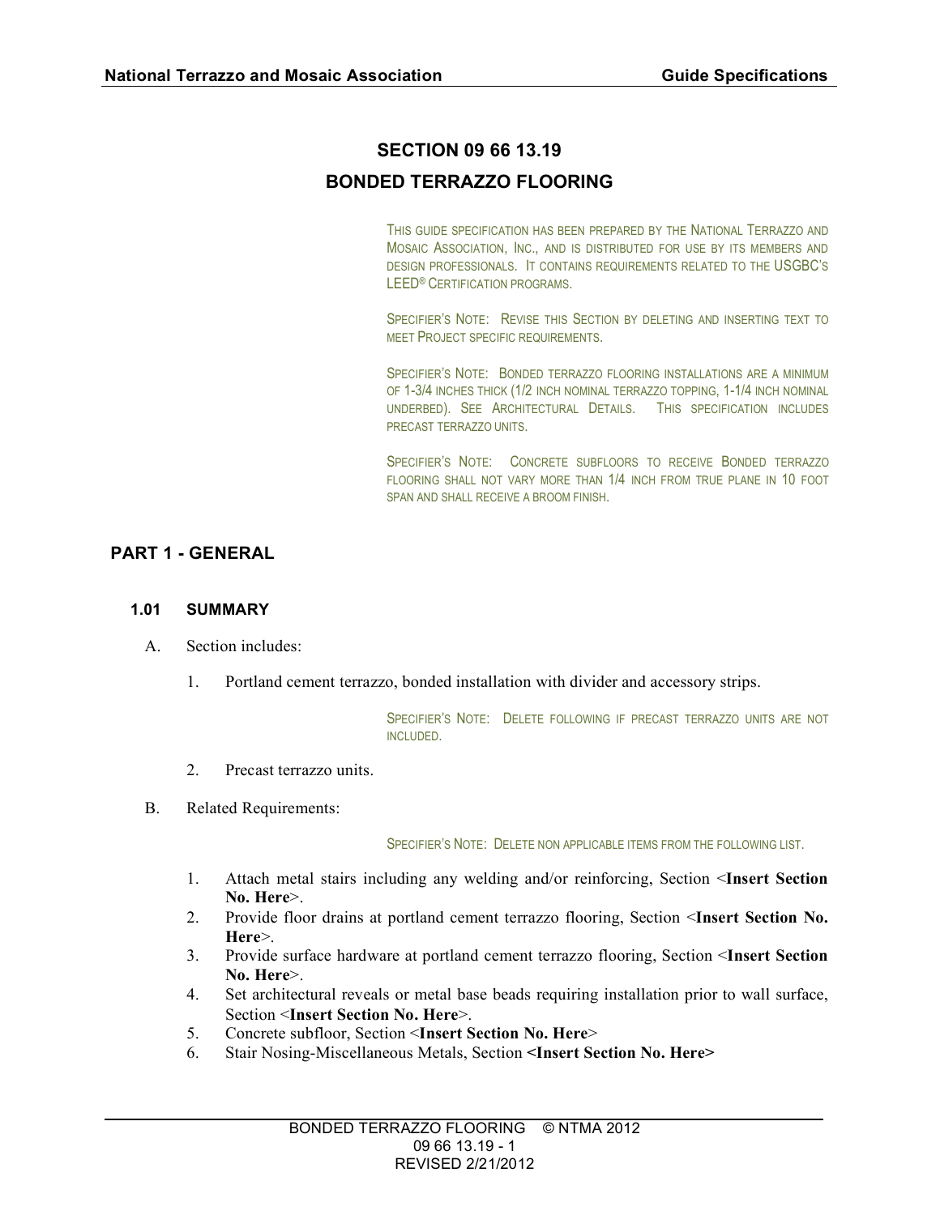# SECTION 09 66 13.19

# BONDED TERRAZZO FLOORING

THIS GUIDE SPECIFICATION HAS BEEN PREPARED BY THE NATIONAL TERRAZZO AND MOSAIC ASSOCIATION, INC., AND IS DISTRIBUTED FOR USE BY ITS MEMBERS AND DESIGN PROFESSIONALS. IT CONTAINS REQUIREMENTS RELATED TO THE USGBC'S LEED® CERTIFICATION PROGRAMS.

SPECIFIER'S NOTE: REVISE THIS SECTION BY DELETING AND INSERTING TEXT TO MEET PROJECT SPECIFIC REQUIREMENTS.

SPECIFIER'S NOTE: BONDED TERRAZZO FLOORING INSTALLATIONS ARE A MINIMUM OF 1-3/4 INCHES THICK (1/2 INCH NOMINAL TERRAZZO TOPPING, 1-1/4 INCH NOMINAL UNDERBED). SEE ARCHITECTURAL DETAILS. THIS SPECIFICATION INCLUDES PRECAST TERRAZZO UNITS.

SPECIFIER'S NOTE: CONCRETE SUBFLOORS TO RECEIVE BONDED TERRAZZO FLOORING SHALL NOT VARY MORE THAN 1/4 INCH FROM TRUE PLANE IN 10 FOOT SPAN AND SHALL RECEIVE A BROOM FINISH.

## PART 1 - GENERAL

### 1.01 SUMMARY

A. Section includes:

1. Portland cement terrazzo, bonded installation with divider and accessory strips.

   SPECIFIER'S NOTE: DELETE FOLLOWING IF PRECAST TERRAZZO UNITS ARE NOT INCLUDED.

2. Precast terrazzo units.

B. Related Requirements:

   SPECIFIER'S NOTE: DELETE NON APPLICABLE ITEMS FROM THE FOLLOWING LIST.

1. Attach metal stairs including any welding and/or reinforcing, Section <**Insert Section No. Here**>.
2. Provide floor drains at portland cement terrazzo flooring, Section <**Insert Section No. Here**>.
3. Provide surface hardware at portland cement terrazzo flooring, Section <**Insert Section No. Here**>.
4. Set architectural reveals or metal base beads requiring installation prior to wall surface, Section <**Insert Section No. Here**>.
5. Concrete subfloor, Section <**Insert Section No. Here**>
6. Stair Nosing-Miscellaneous Metals, Section **<Insert Section No. Here>**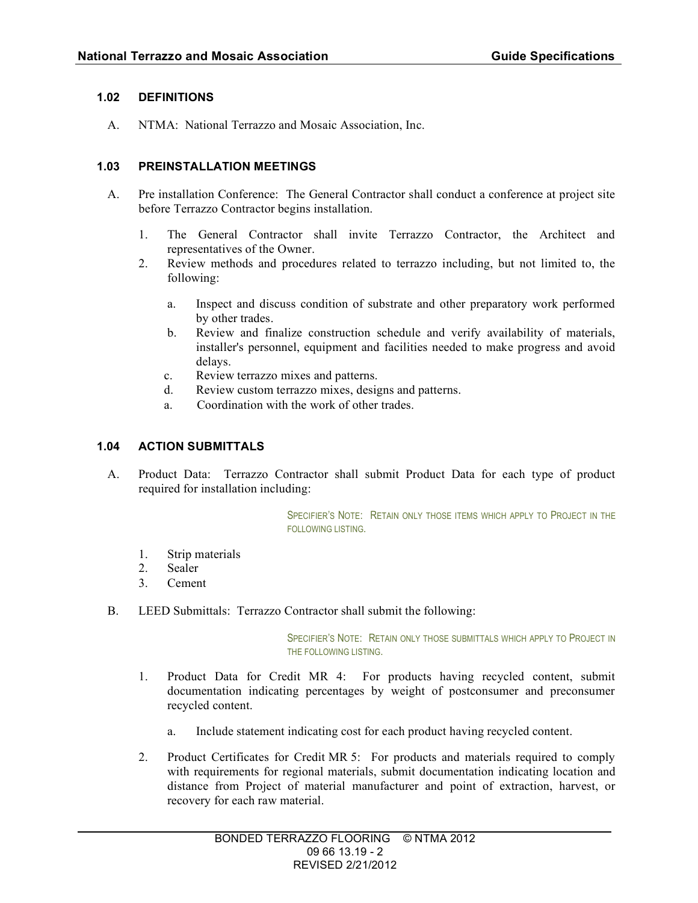### 1.02 DEFINITIONS

A. NTMA: National Terrazzo and Mosaic Association, Inc.

### 1.03 PREINSTALLATION MEETINGS

A. Pre installation Conference: The General Contractor shall conduct a conference at project site before Terrazzo Contractor begins installation.

1. The General Contractor shall invite Terrazzo Contractor, the Architect and representatives of the Owner.
2. Review methods and procedures related to terrazzo including, but not limited to, the following:

   a. Inspect and discuss condition of substrate and other preparatory work performed by other trades.
   b. Review and finalize construction schedule and verify availability of materials, installer's personnel, equipment and facilities needed to make progress and avoid delays.
   c. Review terrazzo mixes and patterns.
   d. Review custom terrazzo mixes, designs and patterns.
   a. Coordination with the work of other trades.

### 1.04 ACTION SUBMITTALS

A. Product Data: Terrazzo Contractor shall submit Product Data for each type of product required for installation including:

> SPECIFIER'S NOTE: RETAIN ONLY THOSE ITEMS WHICH APPLY TO PROJECT IN THE FOLLOWING LISTING.

1. Strip materials
2. Sealer
3. Cement

B. LEED Submittals: Terrazzo Contractor shall submit the following:

> SPECIFIER'S NOTE: RETAIN ONLY THOSE SUBMITTALS WHICH APPLY TO PROJECT IN THE FOLLOWING LISTING.

1. Product Data for Credit MR 4: For products having recycled content, submit documentation indicating percentages by weight of postconsumer and preconsumer recycled content.

   a. Include statement indicating cost for each product having recycled content.

2. Product Certificates for Credit MR 5: For products and materials required to comply with requirements for regional materials, submit documentation indicating location and distance from Project of material manufacturer and point of extraction, harvest, or recovery for each raw material.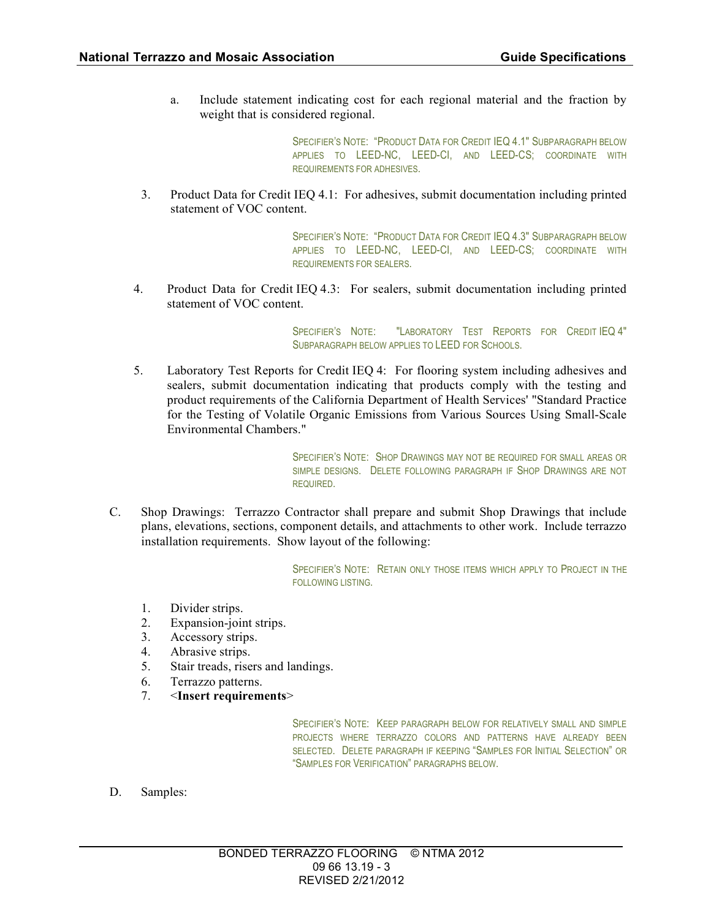a. Include statement indicating cost for each regional material and the fraction by weight that is considered regional.

SPECIFIER'S NOTE: "PRODUCT DATA FOR CREDIT IEQ 4.1" SUBPARAGRAPH BELOW APPLIES TO LEED-NC, LEED-CI, AND LEED-CS; COORDINATE WITH REQUIREMENTS FOR ADHESIVES.

3. Product Data for Credit IEQ 4.1: For adhesives, submit documentation including printed statement of VOC content.

SPECIFIER'S NOTE: "PRODUCT DATA FOR CREDIT IEQ 4.3" SUBPARAGRAPH BELOW APPLIES TO LEED-NC, LEED-CI, AND LEED-CS; COORDINATE WITH REQUIREMENTS FOR SEALERS.

4. Product Data for Credit IEQ 4.3: For sealers, submit documentation including printed statement of VOC content.

SPECIFIER'S NOTE: "LABORATORY TEST REPORTS FOR CREDIT IEQ 4" SUBPARAGRAPH BELOW APPLIES TO LEED FOR SCHOOLS.

5. Laboratory Test Reports for Credit IEQ 4: For flooring system including adhesives and sealers, submit documentation indicating that products comply with the testing and product requirements of the California Department of Health Services' "Standard Practice for the Testing of Volatile Organic Emissions from Various Sources Using Small-Scale Environmental Chambers."

SPECIFIER'S NOTE: SHOP DRAWINGS MAY NOT BE REQUIRED FOR SMALL AREAS OR SIMPLE DESIGNS. DELETE FOLLOWING PARAGRAPH IF SHOP DRAWINGS ARE NOT REQUIRED.

C. Shop Drawings: Terrazzo Contractor shall prepare and submit Shop Drawings that include plans, elevations, sections, component details, and attachments to other work. Include terrazzo installation requirements. Show layout of the following:

SPECIFIER'S NOTE: RETAIN ONLY THOSE ITEMS WHICH APPLY TO PROJECT IN THE FOLLOWING LISTING.

1. Divider strips.
2. Expansion-joint strips.
3. Accessory strips.
4. Abrasive strips.
5. Stair treads, risers and landings.
6. Terrazzo patterns.
7. <**Insert requirements**>

SPECIFIER'S NOTE: KEEP PARAGRAPH BELOW FOR RELATIVELY SMALL AND SIMPLE PROJECTS WHERE TERRAZZO COLORS AND PATTERNS HAVE ALREADY BEEN SELECTED. DELETE PARAGRAPH IF KEEPING "SAMPLES FOR INITIAL SELECTION" OR "SAMPLES FOR VERIFICATION" PARAGRAPHS BELOW.

D. Samples: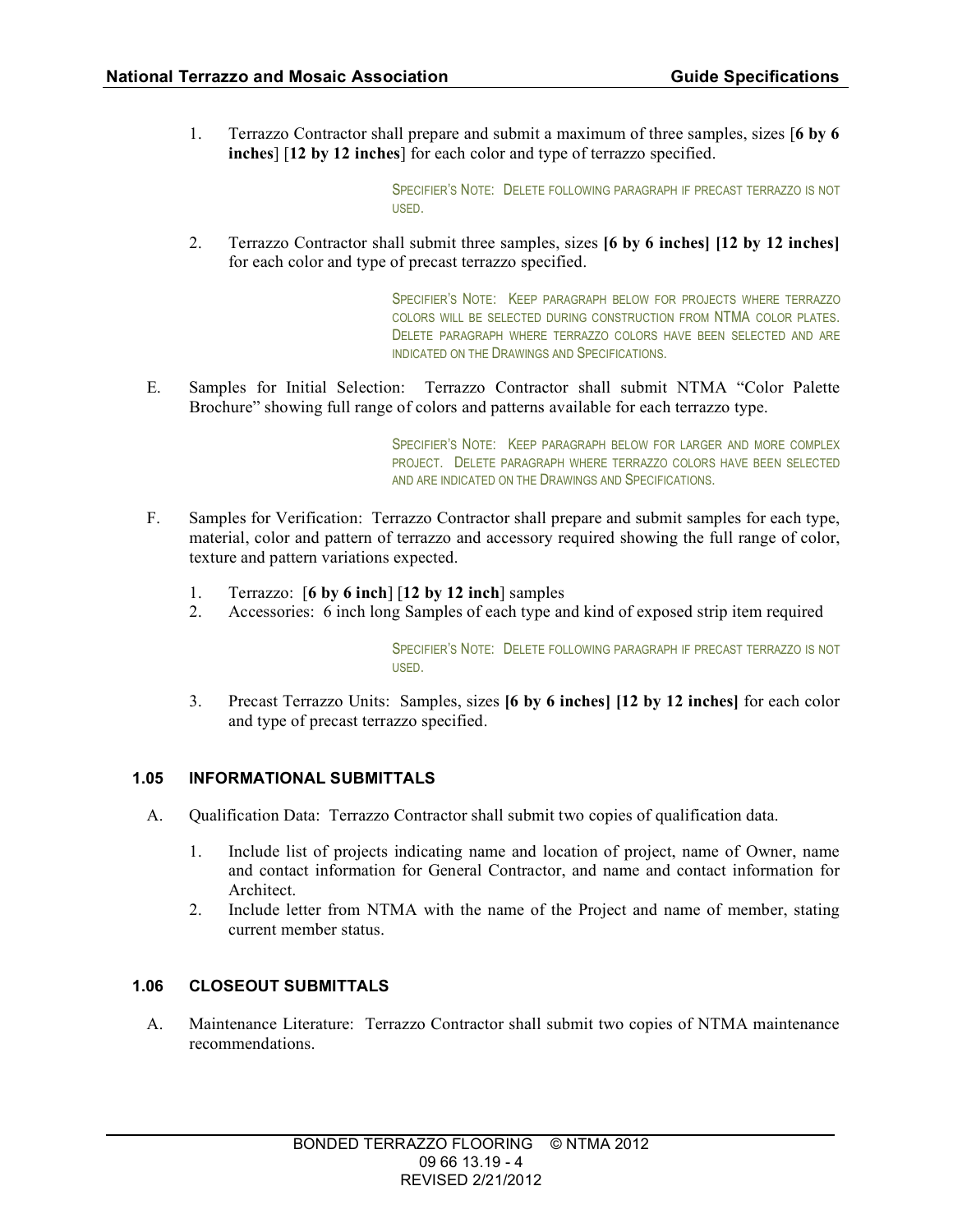1. Terrazzo Contractor shall prepare and submit a maximum of three samples, sizes [**6 by 6 inches**] [**12 by 12 inches**] for each color and type of terrazzo specified.

   SPECIFIER'S NOTE: DELETE FOLLOWING PARAGRAPH IF PRECAST TERRAZZO IS NOT USED.

2. Terrazzo Contractor shall submit three samples, sizes **[6 by 6 inches] [12 by 12 inches]** for each color and type of precast terrazzo specified.

   SPECIFIER'S NOTE: KEEP PARAGRAPH BELOW FOR PROJECTS WHERE TERRAZZO COLORS WILL BE SELECTED DURING CONSTRUCTION FROM NTMA COLOR PLATES. DELETE PARAGRAPH WHERE TERRAZZO COLORS HAVE BEEN SELECTED AND ARE INDICATED ON THE DRAWINGS AND SPECIFICATIONS.

E. Samples for Initial Selection: Terrazzo Contractor shall submit NTMA "Color Palette Brochure" showing full range of colors and patterns available for each terrazzo type.

   SPECIFIER'S NOTE: KEEP PARAGRAPH BELOW FOR LARGER AND MORE COMPLEX PROJECT. DELETE PARAGRAPH WHERE TERRAZZO COLORS HAVE BEEN SELECTED AND ARE INDICATED ON THE DRAWINGS AND SPECIFICATIONS.

F. Samples for Verification: Terrazzo Contractor shall prepare and submit samples for each type, material, color and pattern of terrazzo and accessory required showing the full range of color, texture and pattern variations expected.

1. Terrazzo: [**6 by 6 inch**] [**12 by 12 inch**] samples
2. Accessories: 6 inch long Samples of each type and kind of exposed strip item required

   SPECIFIER'S NOTE: DELETE FOLLOWING PARAGRAPH IF PRECAST TERRAZZO IS NOT USED.

3. Precast Terrazzo Units: Samples, sizes **[6 by 6 inches] [12 by 12 inches]** for each color and type of precast terrazzo specified.

### 1.05 INFORMATIONAL SUBMITTALS

A. Qualification Data: Terrazzo Contractor shall submit two copies of qualification data.

1. Include list of projects indicating name and location of project, name of Owner, name and contact information for General Contractor, and name and contact information for Architect.
2. Include letter from NTMA with the name of the Project and name of member, stating current member status.

### 1.06 CLOSEOUT SUBMITTALS

A. Maintenance Literature: Terrazzo Contractor shall submit two copies of NTMA maintenance recommendations.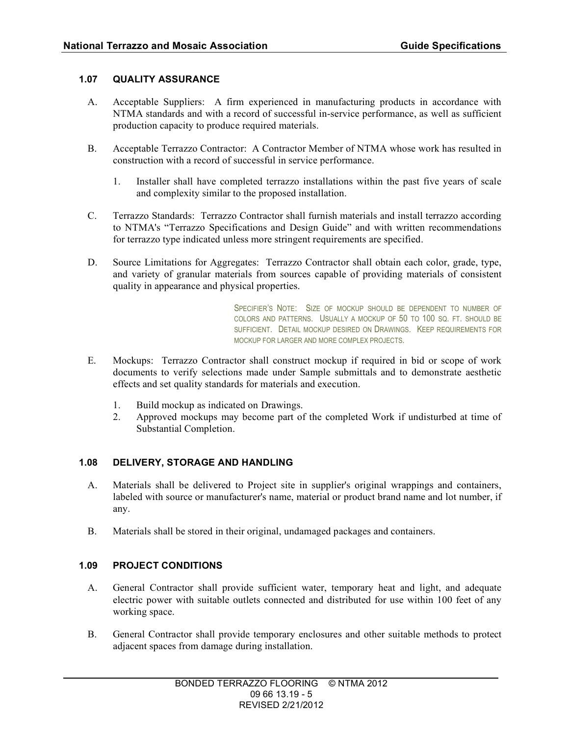### 1.07 QUALITY ASSURANCE

A. Acceptable Suppliers: A firm experienced in manufacturing products in accordance with NTMA standards and with a record of successful in-service performance, as well as sufficient production capacity to produce required materials.

B. Acceptable Terrazzo Contractor: A Contractor Member of NTMA whose work has resulted in construction with a record of successful in service performance.

   1. Installer shall have completed terrazzo installations within the past five years of scale and complexity similar to the proposed installation.

C. Terrazzo Standards: Terrazzo Contractor shall furnish materials and install terrazzo according to NTMA's "Terrazzo Specifications and Design Guide" and with written recommendations for terrazzo type indicated unless more stringent requirements are specified.

D. Source Limitations for Aggregates: Terrazzo Contractor shall obtain each color, grade, type, and variety of granular materials from sources capable of providing materials of consistent quality in appearance and physical properties.

> SPECIFIER'S NOTE: SIZE OF MOCKUP SHOULD BE DEPENDENT TO NUMBER OF COLORS AND PATTERNS. USUALLY A MOCKUP OF 50 TO 100 SQ. FT. SHOULD BE SUFFICIENT. DETAIL MOCKUP DESIRED ON DRAWINGS. KEEP REQUIREMENTS FOR MOCKUP FOR LARGER AND MORE COMPLEX PROJECTS.

E. Mockups: Terrazzo Contractor shall construct mockup if required in bid or scope of work documents to verify selections made under Sample submittals and to demonstrate aesthetic effects and set quality standards for materials and execution.

   1. Build mockup as indicated on Drawings.
   2. Approved mockups may become part of the completed Work if undisturbed at time of Substantial Completion.

### 1.08 DELIVERY, STORAGE AND HANDLING

A. Materials shall be delivered to Project site in supplier's original wrappings and containers, labeled with source or manufacturer's name, material or product brand name and lot number, if any.

B. Materials shall be stored in their original, undamaged packages and containers.

### 1.09 PROJECT CONDITIONS

A. General Contractor shall provide sufficient water, temporary heat and light, and adequate electric power with suitable outlets connected and distributed for use within 100 feet of any working space.

B. General Contractor shall provide temporary enclosures and other suitable methods to protect adjacent spaces from damage during installation.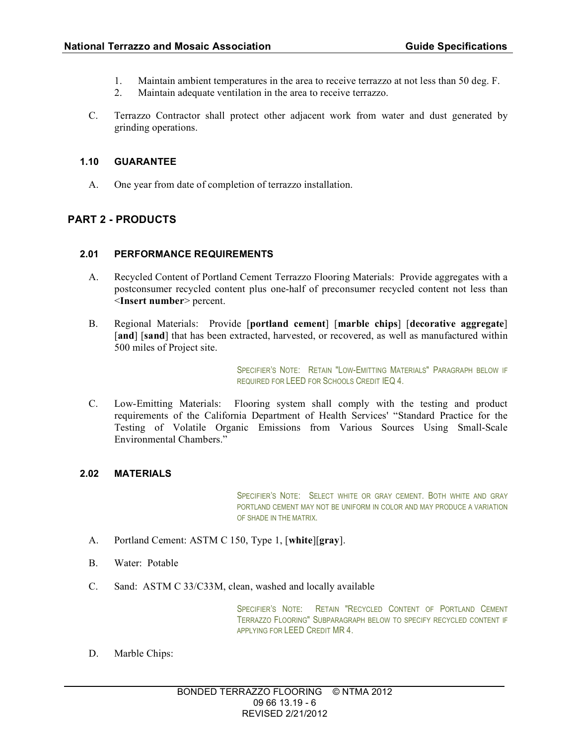1. Maintain ambient temperatures in the area to receive terrazzo at not less than 50 deg. F.
2. Maintain adequate ventilation in the area to receive terrazzo.

C. Terrazzo Contractor shall protect other adjacent work from water and dust generated by grinding operations.

### 1.10 GUARANTEE

A. One year from date of completion of terrazzo installation.

## PART 2 - PRODUCTS

### 2.01 PERFORMANCE REQUIREMENTS

A. Recycled Content of Portland Cement Terrazzo Flooring Materials: Provide aggregates with a postconsumer recycled content plus one-half of preconsumer recycled content not less than <**Insert number**> percent.

B. Regional Materials: Provide [**portland cement**] [**marble chips**] [**decorative aggregate**] [**and**] [**sand**] that has been extracted, harvested, or recovered, as well as manufactured within 500 miles of Project site.

> SPECIFIER'S NOTE: RETAIN "LOW-EMITTING MATERIALS" PARAGRAPH BELOW IF REQUIRED FOR LEED FOR SCHOOLS CREDIT IEQ 4.

C. Low-Emitting Materials: Flooring system shall comply with the testing and product requirements of the California Department of Health Services' "Standard Practice for the Testing of Volatile Organic Emissions from Various Sources Using Small-Scale Environmental Chambers."

### 2.02 MATERIALS

> SPECIFIER'S NOTE: SELECT WHITE OR GRAY CEMENT. BOTH WHITE AND GRAY PORTLAND CEMENT MAY NOT BE UNIFORM IN COLOR AND MAY PRODUCE A VARIATION OF SHADE IN THE MATRIX.

A. Portland Cement: ASTM C 150, Type 1, [**white**][**gray**].

B. Water: Potable

C. Sand: ASTM C 33/C33M, clean, washed and locally available

> SPECIFIER'S NOTE: RETAIN "RECYCLED CONTENT OF PORTLAND CEMENT TERRAZZO FLOORING" SUBPARAGRAPH BELOW TO SPECIFY RECYCLED CONTENT IF APPLYING FOR LEED CREDIT MR 4.

D. Marble Chips: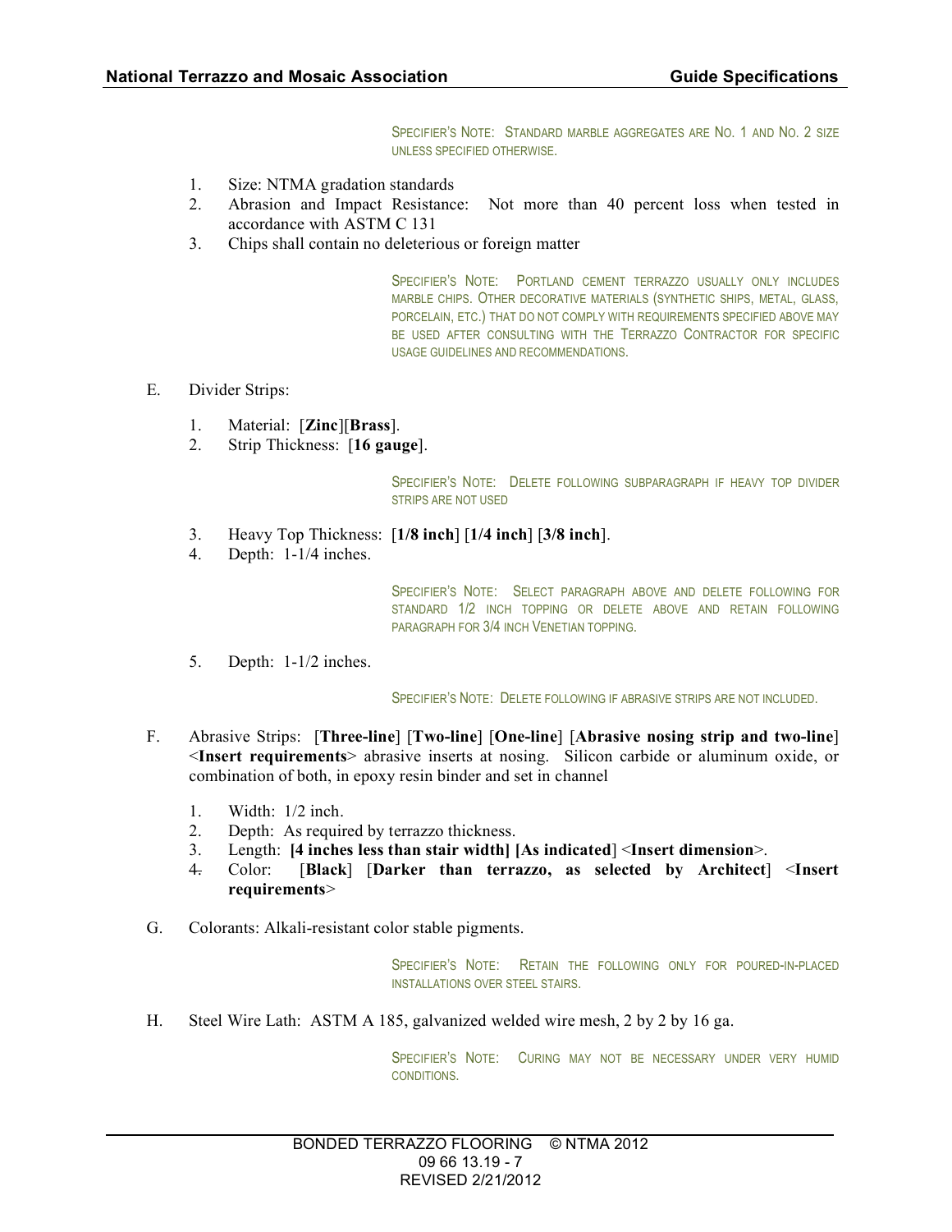SPECIFIER'S NOTE: STANDARD MARBLE AGGREGATES ARE NO. 1 AND NO. 2 SIZE UNLESS SPECIFIED OTHERWISE.

1. Size: NTMA gradation standards
2. Abrasion and Impact Resistance: Not more than 40 percent loss when tested in accordance with ASTM C 131
3. Chips shall contain no deleterious or foreign matter

SPECIFIER'S NOTE: PORTLAND CEMENT TERRAZZO USUALLY ONLY INCLUDES MARBLE CHIPS. OTHER DECORATIVE MATERIALS (SYNTHETIC SHIPS, METAL, GLASS, PORCELAIN, ETC.) THAT DO NOT COMPLY WITH REQUIREMENTS SPECIFIED ABOVE MAY BE USED AFTER CONSULTING WITH THE TERRAZZO CONTRACTOR FOR SPECIFIC USAGE GUIDELINES AND RECOMMENDATIONS.

E. Divider Strips:

1. Material: [**Zinc**][**Brass**].
2. Strip Thickness: [**16 gauge**].

SPECIFIER'S NOTE: DELETE FOLLOWING SUBPARAGRAPH IF HEAVY TOP DIVIDER STRIPS ARE NOT USED

3. Heavy Top Thickness: [**1/8 inch**] [**1/4 inch**] [**3/8 inch**].
4. Depth: 1-1/4 inches.

SPECIFIER'S NOTE: SELECT PARAGRAPH ABOVE AND DELETE FOLLOWING FOR STANDARD 1/2 INCH TOPPING OR DELETE ABOVE AND RETAIN FOLLOWING PARAGRAPH FOR 3/4 INCH VENETIAN TOPPING.

5. Depth: 1-1/2 inches.

SPECIFIER'S NOTE: DELETE FOLLOWING IF ABRASIVE STRIPS ARE NOT INCLUDED.

F. Abrasive Strips: [**Three-line**] [**Two-line**] [**One-line**] [**Abrasive nosing strip and two-line**] <**Insert requirements**> abrasive inserts at nosing. Silicon carbide or aluminum oxide, or combination of both, in epoxy resin binder and set in channel

1. Width: 1/2 inch.
2. Depth: As required by terrazzo thickness.
3. Length: **[4 inches less than stair width] [As indicated**] <**Insert dimension**>.
4. Color: [**Black**] [**Darker than terrazzo, as selected by Architect**] <**Insert requirements**>

G. Colorants: Alkali-resistant color stable pigments.

SPECIFIER'S NOTE: RETAIN THE FOLLOWING ONLY FOR POURED-IN-PLACED INSTALLATIONS OVER STEEL STAIRS.

H. Steel Wire Lath: ASTM A 185, galvanized welded wire mesh, 2 by 2 by 16 ga.

SPECIFIER'S NOTE: CURING MAY NOT BE NECESSARY UNDER VERY HUMID CONDITIONS.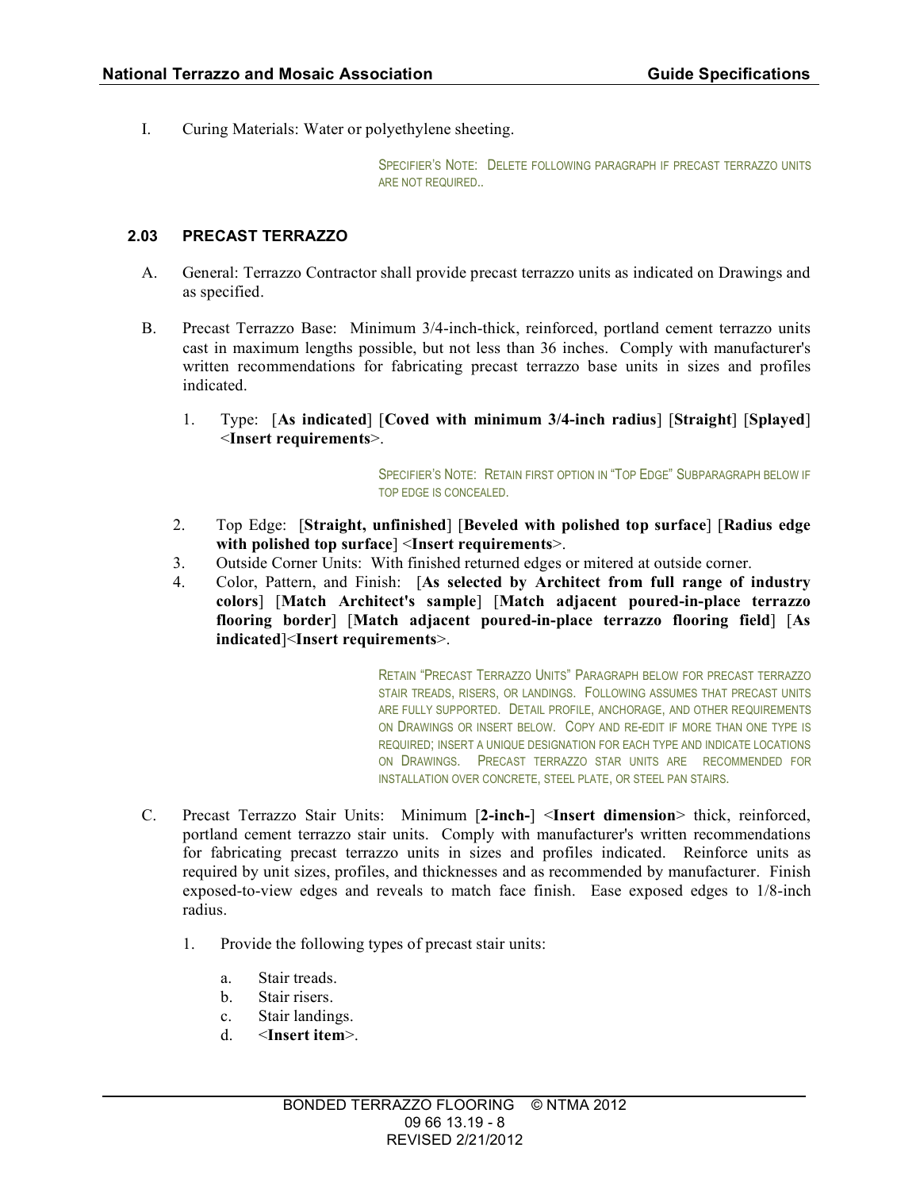I. Curing Materials: Water or polyethylene sheeting.

SPECIFIER'S NOTE: DELETE FOLLOWING PARAGRAPH IF PRECAST TERRAZZO UNITS ARE NOT REQUIRED..

### 2.03 PRECAST TERRAZZO

A. General: Terrazzo Contractor shall provide precast terrazzo units as indicated on Drawings and as specified.

B. Precast Terrazzo Base: Minimum 3/4-inch-thick, reinforced, portland cement terrazzo units cast in maximum lengths possible, but not less than 36 inches. Comply with manufacturer's written recommendations for fabricating precast terrazzo base units in sizes and profiles indicated.

   1. Type: [**As indicated**] [**Coved with minimum 3/4-inch radius**] [**Straight**] [**Splayed**] <**Insert requirements**>.

SPECIFIER'S NOTE: RETAIN FIRST OPTION IN "TOP EDGE" SUBPARAGRAPH BELOW IF TOP EDGE IS CONCEALED.

   2. Top Edge: [**Straight, unfinished**] [**Beveled with polished top surface**] [**Radius edge with polished top surface**] <**Insert requirements**>.
   3. Outside Corner Units: With finished returned edges or mitered at outside corner.
   4. Color, Pattern, and Finish: [**As selected by Architect from full range of industry colors**] [**Match Architect's sample**] [**Match adjacent poured-in-place terrazzo flooring border**] [**Match adjacent poured-in-place terrazzo flooring field**] [**As indicated**]<**Insert requirements**>.

RETAIN "PRECAST TERRAZZO UNITS" PARAGRAPH BELOW FOR PRECAST TERRAZZO STAIR TREADS, RISERS, OR LANDINGS. FOLLOWING ASSUMES THAT PRECAST UNITS ARE FULLY SUPPORTED. DETAIL PROFILE, ANCHORAGE, AND OTHER REQUIREMENTS ON DRAWINGS OR INSERT BELOW. COPY AND RE-EDIT IF MORE THAN ONE TYPE IS REQUIRED; INSERT A UNIQUE DESIGNATION FOR EACH TYPE AND INDICATE LOCATIONS ON DRAWINGS. PRECAST TERRAZZO STAR UNITS ARE RECOMMENDED FOR INSTALLATION OVER CONCRETE, STEEL PLATE, OR STEEL PAN STAIRS.

C. Precast Terrazzo Stair Units: Minimum [**2-inch-**] <**Insert dimension**> thick, reinforced, portland cement terrazzo stair units. Comply with manufacturer's written recommendations for fabricating precast terrazzo units in sizes and profiles indicated. Reinforce units as required by unit sizes, profiles, and thicknesses and as recommended by manufacturer. Finish exposed-to-view edges and reveals to match face finish. Ease exposed edges to 1/8-inch radius.

   1. Provide the following types of precast stair units:

      a. Stair treads.
      b. Stair risers.
      c. Stair landings.
      d. <**Insert item**>.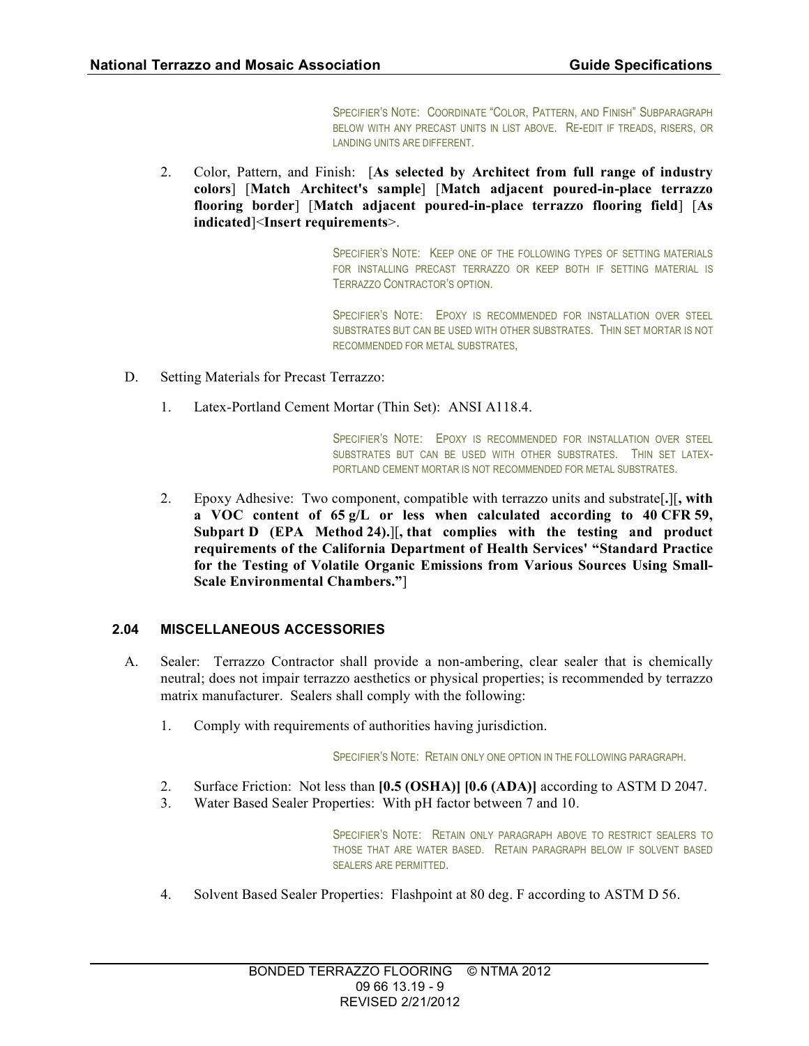SPECIFIER'S NOTE: COORDINATE "COLOR, PATTERN, AND FINISH" SUBPARAGRAPH BELOW WITH ANY PRECAST UNITS IN LIST ABOVE. RE-EDIT IF TREADS, RISERS, OR LANDING UNITS ARE DIFFERENT.

2. Color, Pattern, and Finish: [**As selected by Architect from full range of industry colors**] [**Match Architect's sample**] [**Match adjacent poured-in-place terrazzo flooring border**] [**Match adjacent poured-in-place terrazzo flooring field**] [**As indicated**]<**Insert requirements**>.

SPECIFIER'S NOTE: KEEP ONE OF THE FOLLOWING TYPES OF SETTING MATERIALS FOR INSTALLING PRECAST TERRAZZO OR KEEP BOTH IF SETTING MATERIAL IS TERRAZZO CONTRACTOR'S OPTION.

SPECIFIER'S NOTE: EPOXY IS RECOMMENDED FOR INSTALLATION OVER STEEL SUBSTRATES BUT CAN BE USED WITH OTHER SUBSTRATES. THIN SET MORTAR IS NOT RECOMMENDED FOR METAL SUBSTRATES,

D. Setting Materials for Precast Terrazzo:

1. Latex-Portland Cement Mortar (Thin Set): ANSI A118.4.

SPECIFIER'S NOTE: EPOXY IS RECOMMENDED FOR INSTALLATION OVER STEEL SUBSTRATES BUT CAN BE USED WITH OTHER SUBSTRATES. THIN SET LATEX-PORTLAND CEMENT MORTAR IS NOT RECOMMENDED FOR METAL SUBSTRATES.

2. Epoxy Adhesive: Two component, compatible with terrazzo units and substrate[**.**][**, with a VOC content of 65 g/L or less when calculated according to 40 CFR 59, Subpart D (EPA Method 24).**][**, that complies with the testing and product requirements of the California Department of Health Services' "Standard Practice for the Testing of Volatile Organic Emissions from Various Sources Using Small-Scale Environmental Chambers."**]

## 2.04 MISCELLANEOUS ACCESSORIES

A. Sealer: Terrazzo Contractor shall provide a non-ambering, clear sealer that is chemically neutral; does not impair terrazzo aesthetics or physical properties; is recommended by terrazzo matrix manufacturer. Sealers shall comply with the following:

1. Comply with requirements of authorities having jurisdiction.

SPECIFIER'S NOTE: RETAIN ONLY ONE OPTION IN THE FOLLOWING PARAGRAPH.

2. Surface Friction: Not less than **[0.5 (OSHA)] [0.6 (ADA)]** according to ASTM D 2047.
3. Water Based Sealer Properties: With pH factor between 7 and 10.

SPECIFIER'S NOTE: RETAIN ONLY PARAGRAPH ABOVE TO RESTRICT SEALERS TO THOSE THAT ARE WATER BASED. RETAIN PARAGRAPH BELOW IF SOLVENT BASED SEALERS ARE PERMITTED.

4. Solvent Based Sealer Properties: Flashpoint at 80 deg. F according to ASTM D 56.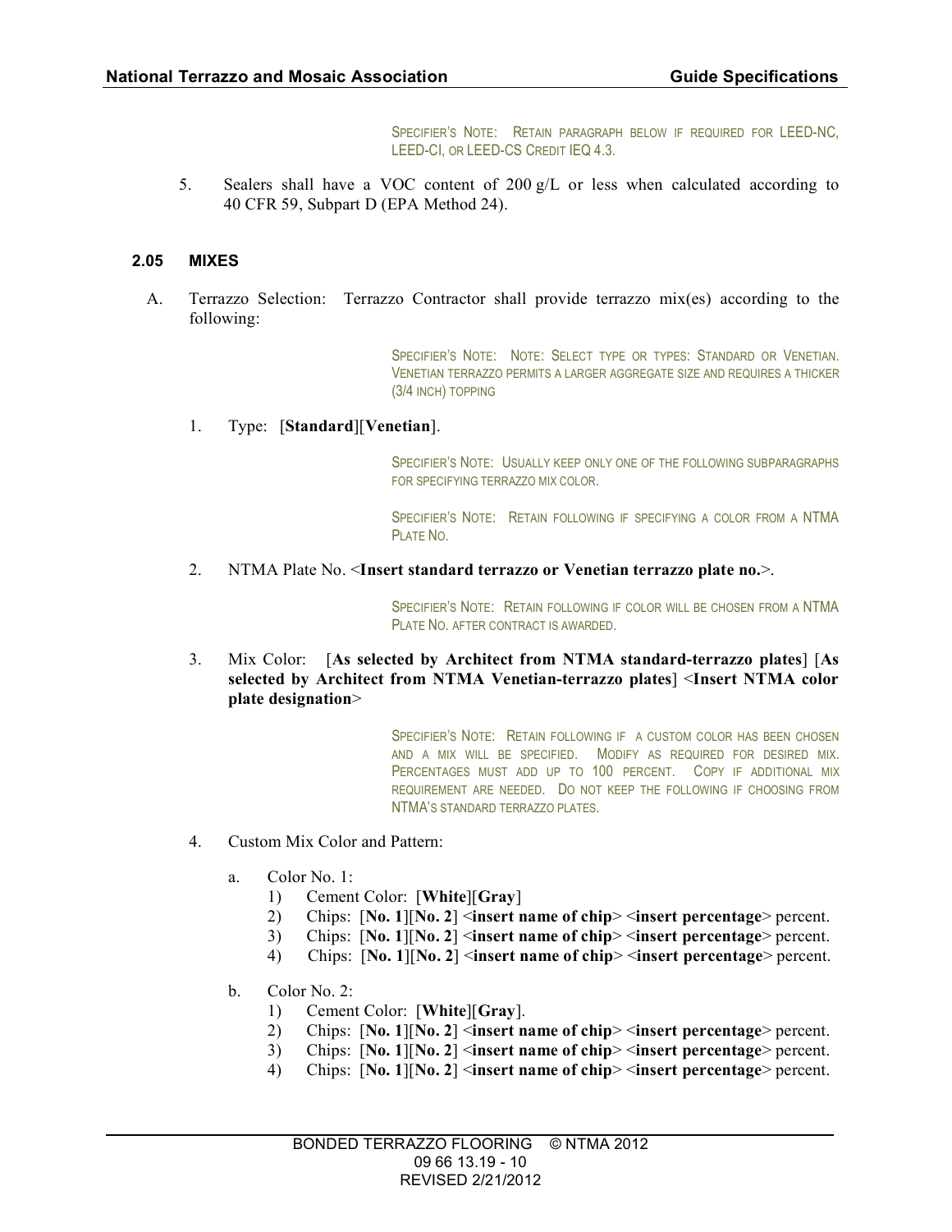Specifier's Note: Retain paragraph below if required for LEED-NC, LEED-CI, or LEED-CS Credit IEQ 4.3.

5. Sealers shall have a VOC content of 200 g/L or less when calculated according to 40 CFR 59, Subpart D (EPA Method 24).

### 2.05 MIXES

A. Terrazzo Selection: Terrazzo Contractor shall provide terrazzo mix(es) according to the following:

Specifier's Note: Note: Select type or types: Standard or Venetian. Venetian terrazzo permits a larger aggregate size and requires a thicker (3/4 inch) topping

1. Type: [**Standard**][**Venetian**].

Specifier's Note: Usually keep only one of the following subparagraphs for specifying terrazzo mix color.

Specifier's Note: Retain following if specifying a color from a NTMA Plate No.

2. NTMA Plate No. <**Insert standard terrazzo or Venetian terrazzo plate no.**>.

Specifier's Note: Retain following if color will be chosen from a NTMA Plate No. after contract is awarded.

3. Mix Color: [**As selected by Architect from NTMA standard-terrazzo plates**] [**As selected by Architect from NTMA Venetian-terrazzo plates**] <**Insert NTMA color plate designation**>

Specifier's Note: Retain following if a custom color has been chosen and a mix will be specified. Modify as required for desired mix. Percentages must add up to 100 percent. Copy if additional mix requirement are needed. Do not keep the following if choosing from NTMA's standard terrazzo plates.

4. Custom Mix Color and Pattern:

   a. Color No. 1:
      1) Cement Color: [**White**][**Gray**]
      2) Chips: [**No. 1**][**No. 2**] <**insert name of chip**> <**insert percentage**> percent.
      3) Chips: [**No. 1**][**No. 2**] <**insert name of chip**> <**insert percentage**> percent.
      4) Chips: [**No. 1**][**No. 2**] <**insert name of chip**> <**insert percentage**> percent.

   b. Color No. 2:
      1) Cement Color: [**White**][**Gray**].
      2) Chips: [**No. 1**][**No. 2**] <**insert name of chip**> <**insert percentage**> percent.
      3) Chips: [**No. 1**][**No. 2**] <**insert name of chip**> <**insert percentage**> percent.
      4) Chips: [**No. 1**][**No. 2**] <**insert name of chip**> <**insert percentage**> percent.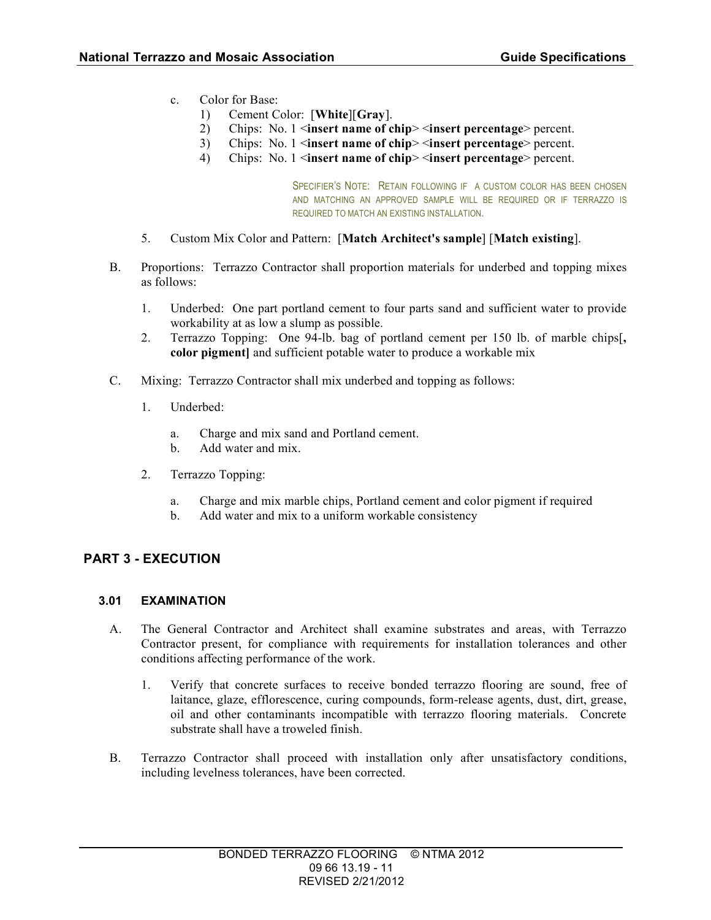c. Color for Base:
   1) Cement Color: [**White**][**Gray**].
   2) Chips: No. 1 <**insert name of chip**> <**insert percentage**> percent.
   3) Chips: No. 1 <**insert name of chip**> <**insert percentage**> percent.
   4) Chips: No. 1 <**insert name of chip**> <**insert percentage**> percent.

SPECIFIER'S NOTE: RETAIN FOLLOWING IF A CUSTOM COLOR HAS BEEN CHOSEN AND MATCHING AN APPROVED SAMPLE WILL BE REQUIRED OR IF TERRAZZO IS REQUIRED TO MATCH AN EXISTING INSTALLATION.

5. Custom Mix Color and Pattern: [**Match Architect's sample**] [**Match existing**].

B. Proportions: Terrazzo Contractor shall proportion materials for underbed and topping mixes as follows:

   1. Underbed: One part portland cement to four parts sand and sufficient water to provide workability at as low a slump as possible.
   2. Terrazzo Topping: One 94-lb. bag of portland cement per 150 lb. of marble chips[**, color pigment]** and sufficient potable water to produce a workable mix

C. Mixing: Terrazzo Contractor shall mix underbed and topping as follows:

   1. Underbed:

      a. Charge and mix sand and Portland cement.
      b. Add water and mix.

   2. Terrazzo Topping:

      a. Charge and mix marble chips, Portland cement and color pigment if required
      b. Add water and mix to a uniform workable consistency

## PART 3 - EXECUTION

### 3.01 EXAMINATION

A. The General Contractor and Architect shall examine substrates and areas, with Terrazzo Contractor present, for compliance with requirements for installation tolerances and other conditions affecting performance of the work.

   1. Verify that concrete surfaces to receive bonded terrazzo flooring are sound, free of laitance, glaze, efflorescence, curing compounds, form-release agents, dust, dirt, grease, oil and other contaminants incompatible with terrazzo flooring materials. Concrete substrate shall have a troweled finish.

B. Terrazzo Contractor shall proceed with installation only after unsatisfactory conditions, including levelness tolerances, have been corrected.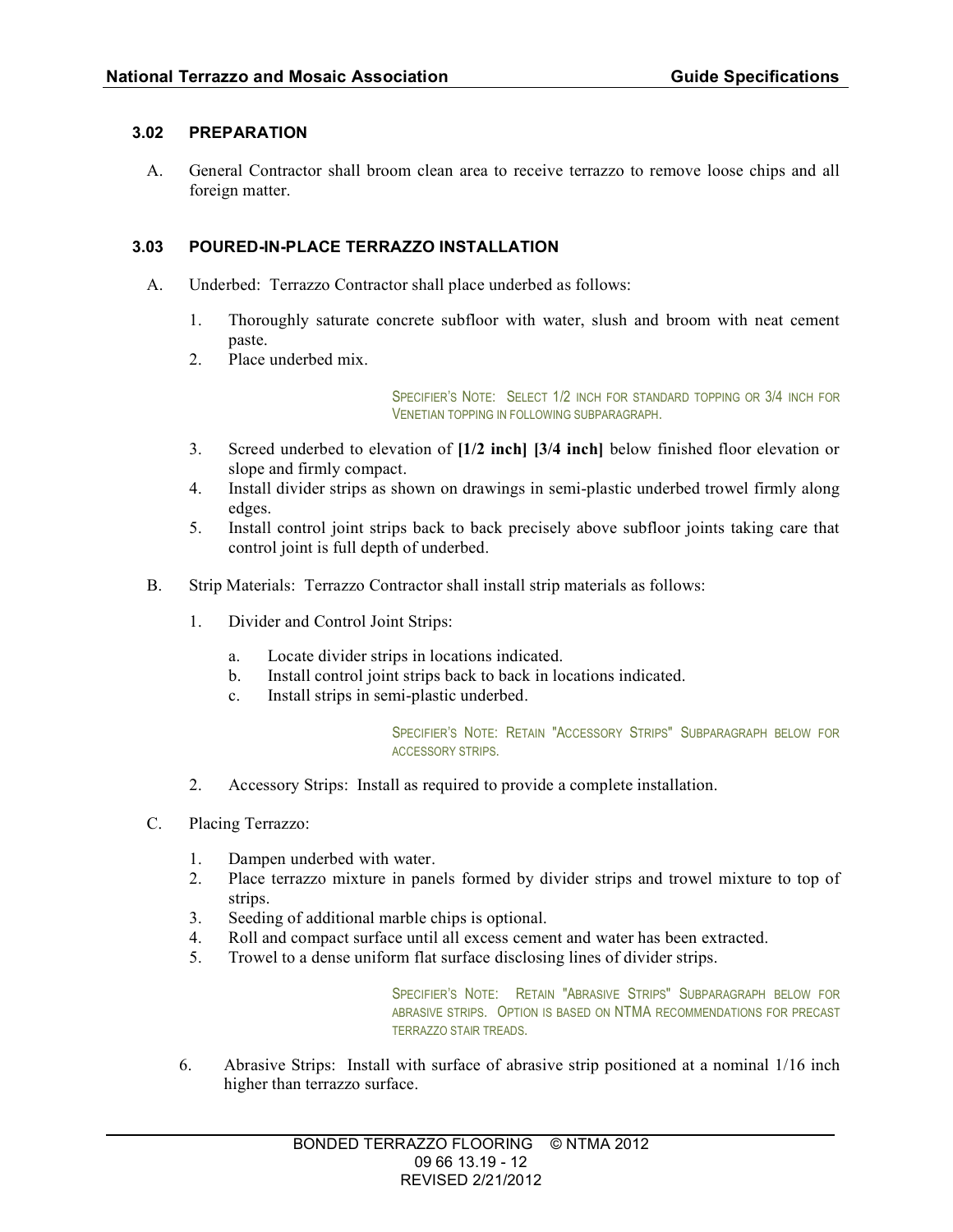### 3.02 PREPARATION

A. General Contractor shall broom clean area to receive terrazzo to remove loose chips and all foreign matter.

### 3.03 POURED-IN-PLACE TERRAZZO INSTALLATION

A. Underbed: Terrazzo Contractor shall place underbed as follows:

1. Thoroughly saturate concrete subfloor with water, slush and broom with neat cement paste.
2. Place underbed mix.

> SPECIFIER'S NOTE: SELECT 1/2 INCH FOR STANDARD TOPPING OR 3/4 INCH FOR VENETIAN TOPPING IN FOLLOWING SUBPARAGRAPH.

3. Screed underbed to elevation of **[1/2 inch] [3/4 inch]** below finished floor elevation or slope and firmly compact.
4. Install divider strips as shown on drawings in semi-plastic underbed trowel firmly along edges.
5. Install control joint strips back to back precisely above subfloor joints taking care that control joint is full depth of underbed.

B. Strip Materials: Terrazzo Contractor shall install strip materials as follows:

1. Divider and Control Joint Strips:
   a. Locate divider strips in locations indicated.
   b. Install control joint strips back to back in locations indicated.
   c. Install strips in semi-plastic underbed.

> SPECIFIER'S NOTE: RETAIN "ACCESSORY STRIPS" SUBPARAGRAPH BELOW FOR ACCESSORY STRIPS.

2. Accessory Strips: Install as required to provide a complete installation.

C. Placing Terrazzo:

1. Dampen underbed with water.
2. Place terrazzo mixture in panels formed by divider strips and trowel mixture to top of strips.
3. Seeding of additional marble chips is optional.
4. Roll and compact surface until all excess cement and water has been extracted.
5. Trowel to a dense uniform flat surface disclosing lines of divider strips.

> SPECIFIER'S NOTE: RETAIN "ABRASIVE STRIPS" SUBPARAGRAPH BELOW FOR ABRASIVE STRIPS. OPTION IS BASED ON NTMA RECOMMENDATIONS FOR PRECAST TERRAZZO STAIR TREADS.

6. Abrasive Strips: Install with surface of abrasive strip positioned at a nominal 1/16 inch higher than terrazzo surface.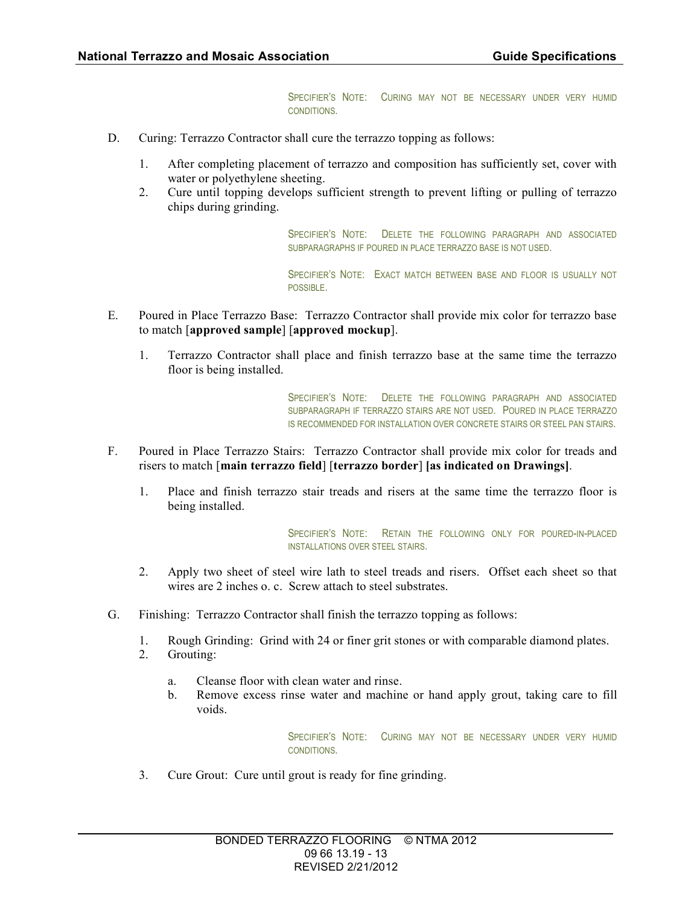SPECIFIER'S NOTE: CURING MAY NOT BE NECESSARY UNDER VERY HUMID CONDITIONS.

D. Curing: Terrazzo Contractor shall cure the terrazzo topping as follows:

1. After completing placement of terrazzo and composition has sufficiently set, cover with water or polyethylene sheeting.
2. Cure until topping develops sufficient strength to prevent lifting or pulling of terrazzo chips during grinding.

SPECIFIER'S NOTE: DELETE THE FOLLOWING PARAGRAPH AND ASSOCIATED SUBPARAGRAPHS IF POURED IN PLACE TERRAZZO BASE IS NOT USED.

SPECIFIER'S NOTE: EXACT MATCH BETWEEN BASE AND FLOOR IS USUALLY NOT POSSIBLE.

E. Poured in Place Terrazzo Base: Terrazzo Contractor shall provide mix color for terrazzo base to match [**approved sample**] [**approved mockup**].

1. Terrazzo Contractor shall place and finish terrazzo base at the same time the terrazzo floor is being installed.

SPECIFIER'S NOTE: DELETE THE FOLLOWING PARAGRAPH AND ASSOCIATED SUBPARAGRAPH IF TERRAZZO STAIRS ARE NOT USED. POURED IN PLACE TERRAZZO IS RECOMMENDED FOR INSTALLATION OVER CONCRETE STAIRS OR STEEL PAN STAIRS.

F. Poured in Place Terrazzo Stairs: Terrazzo Contractor shall provide mix color for treads and risers to match [**main terrazzo field**] [**terrazzo border**] **[as indicated on Drawings]**.

1. Place and finish terrazzo stair treads and risers at the same time the terrazzo floor is being installed.

SPECIFIER'S NOTE: RETAIN THE FOLLOWING ONLY FOR POURED-IN-PLACED INSTALLATIONS OVER STEEL STAIRS.

2. Apply two sheet of steel wire lath to steel treads and risers. Offset each sheet so that wires are 2 inches o. c. Screw attach to steel substrates.

G. Finishing: Terrazzo Contractor shall finish the terrazzo topping as follows:

1. Rough Grinding: Grind with 24 or finer grit stones or with comparable diamond plates.
2. Grouting:
   a. Cleanse floor with clean water and rinse.
   b. Remove excess rinse water and machine or hand apply grout, taking care to fill voids.

SPECIFIER'S NOTE: CURING MAY NOT BE NECESSARY UNDER VERY HUMID CONDITIONS.

3. Cure Grout: Cure until grout is ready for fine grinding.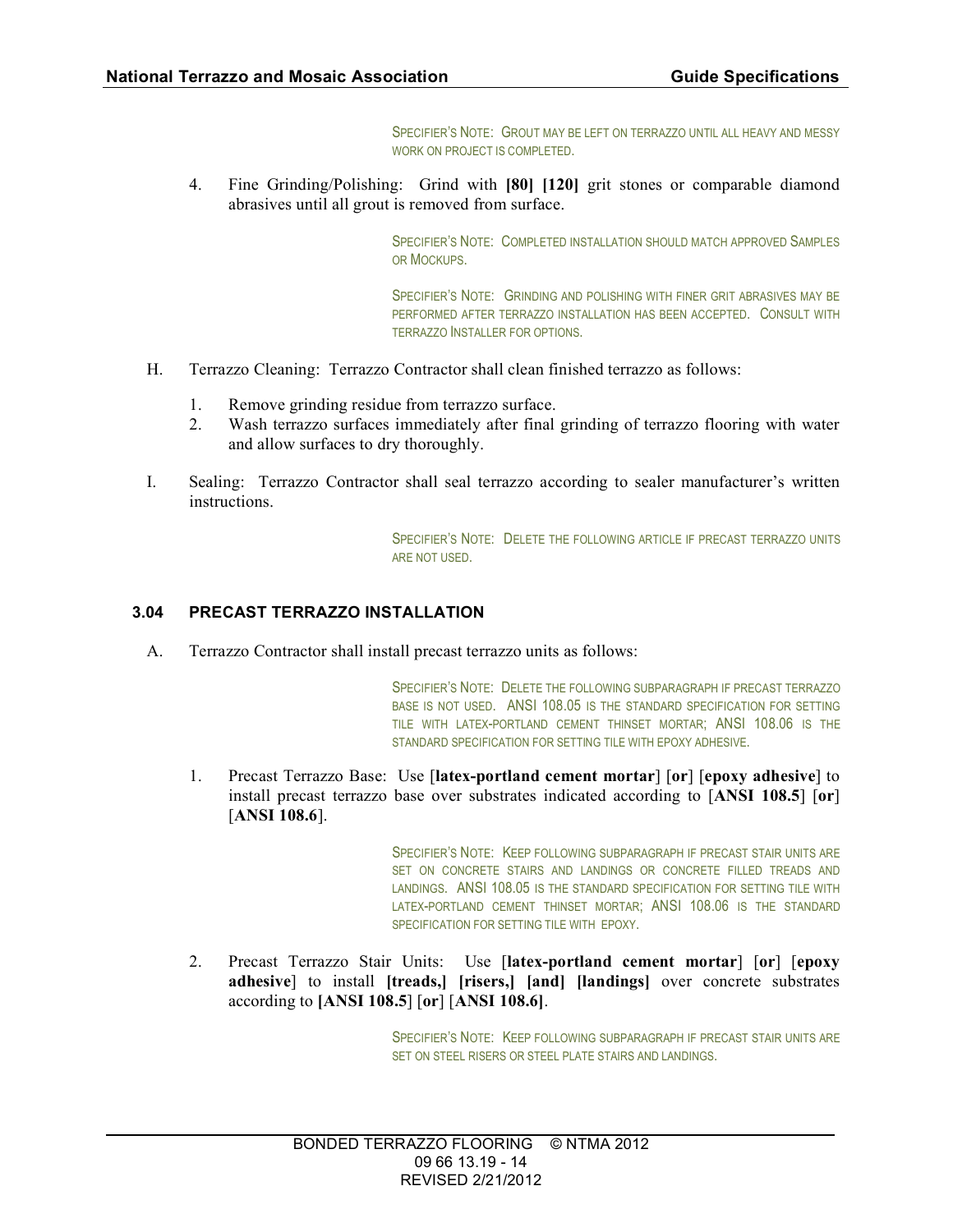SPECIFIER'S NOTE: GROUT MAY BE LEFT ON TERRAZZO UNTIL ALL HEAVY AND MESSY WORK ON PROJECT IS COMPLETED.

4. Fine Grinding/Polishing: Grind with **[80] [120]** grit stones or comparable diamond abrasives until all grout is removed from surface.

SPECIFIER'S NOTE: COMPLETED INSTALLATION SHOULD MATCH APPROVED SAMPLES OR MOCKUPS.

SPECIFIER'S NOTE: GRINDING AND POLISHING WITH FINER GRIT ABRASIVES MAY BE PERFORMED AFTER TERRAZZO INSTALLATION HAS BEEN ACCEPTED. CONSULT WITH TERRAZZO INSTALLER FOR OPTIONS.

H. Terrazzo Cleaning: Terrazzo Contractor shall clean finished terrazzo as follows:

1. Remove grinding residue from terrazzo surface.
2. Wash terrazzo surfaces immediately after final grinding of terrazzo flooring with water and allow surfaces to dry thoroughly.

I. Sealing: Terrazzo Contractor shall seal terrazzo according to sealer manufacturer's written instructions.

SPECIFIER'S NOTE: DELETE THE FOLLOWING ARTICLE IF PRECAST TERRAZZO UNITS ARE NOT USED.

### 3.04 PRECAST TERRAZZO INSTALLATION

A. Terrazzo Contractor shall install precast terrazzo units as follows:

SPECIFIER'S NOTE: DELETE THE FOLLOWING SUBPARAGRAPH IF PRECAST TERRAZZO BASE IS NOT USED. ANSI 108.05 IS THE STANDARD SPECIFICATION FOR SETTING TILE WITH LATEX-PORTLAND CEMENT THINSET MORTAR; ANSI 108.06 IS THE STANDARD SPECIFICATION FOR SETTING TILE WITH EPOXY ADHESIVE.

1. Precast Terrazzo Base: Use [**latex-portland cement mortar**] [**or**] [**epoxy adhesive**] to install precast terrazzo base over substrates indicated according to [**ANSI 108.5**] [**or**] [**ANSI 108.6**].

SPECIFIER'S NOTE: KEEP FOLLOWING SUBPARAGRAPH IF PRECAST STAIR UNITS ARE SET ON CONCRETE STAIRS AND LANDINGS OR CONCRETE FILLED TREADS AND LANDINGS. ANSI 108.05 IS THE STANDARD SPECIFICATION FOR SETTING TILE WITH LATEX-PORTLAND CEMENT THINSET MORTAR; ANSI 108.06 IS THE STANDARD SPECIFICATION FOR SETTING TILE WITH EPOXY.

2. Precast Terrazzo Stair Units: Use [**latex-portland cement mortar**] [**or**] [**epoxy adhesive**] to install **[treads,] [risers,] [and] [landings]** over concrete substrates according to **[ANSI 108.5**] [**or**] [**ANSI 108.6]**.

SPECIFIER'S NOTE: KEEP FOLLOWING SUBPARAGRAPH IF PRECAST STAIR UNITS ARE SET ON STEEL RISERS OR STEEL PLATE STAIRS AND LANDINGS.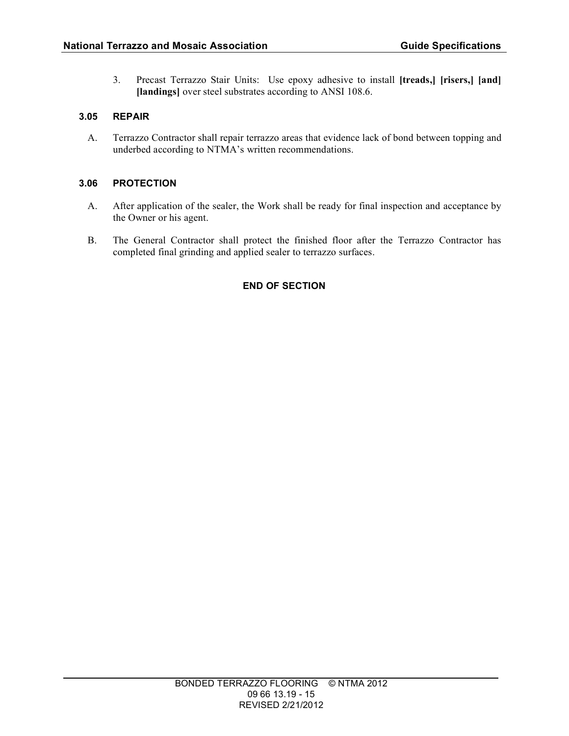3. Precast Terrazzo Stair Units: Use epoxy adhesive to install **[treads,] [risers,] [and] [landings]** over steel substrates according to ANSI 108.6.

### 3.05 REPAIR

A. Terrazzo Contractor shall repair terrazzo areas that evidence lack of bond between topping and underbed according to NTMA's written recommendations.

### 3.06 PROTECTION

A. After application of the sealer, the Work shall be ready for final inspection and acceptance by the Owner or his agent.

B. The General Contractor shall protect the finished floor after the Terrazzo Contractor has completed final grinding and applied sealer to terrazzo surfaces.

**END OF SECTION**